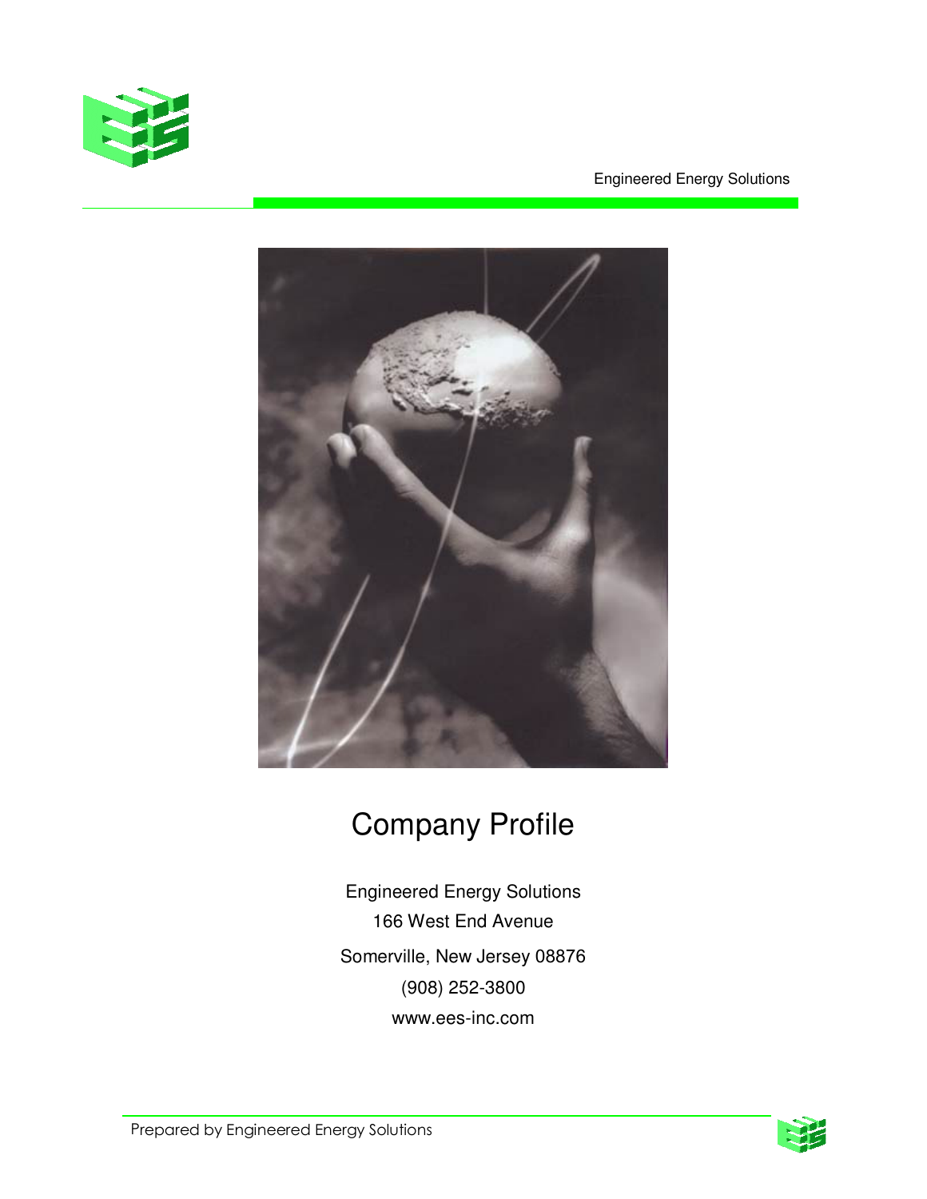Engineered Energy Solutions

# Company Profile

Engineered Energy Solutions

166 West End Avenue

Somerville, New Jersey 08876

(908) 252-3800

www.ees-inc.com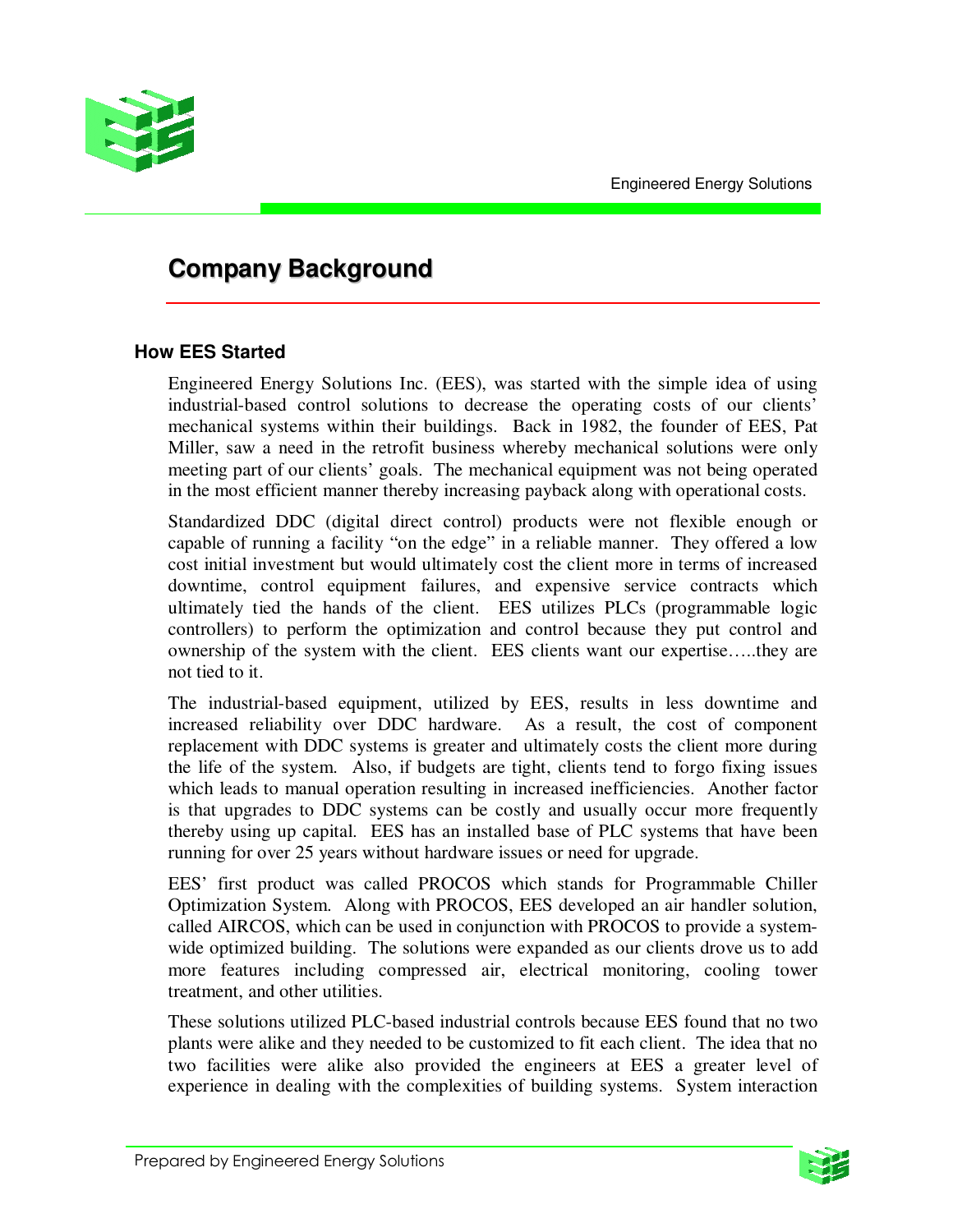# Company Background

## How EES Started

Engineered Energy Solutions Inc. (EES), was started with the simple idea of using industrial-based control solutions to decrease the operating costs of our clients' mechanical systems within their buildings. Back in 1982, the founder of EES, Pat Miller, saw a need in the retrofit business whereby mechanical solutions were only meeting part of our clients' goals. The mechanical equipment was not being operated in the most efficient manner thereby increasing payback along with operational costs.

Standardized DDC (digital direct control) products were not flexible enough or capable of running a facility "on the edge" in a reliable manner. They offered a low cost initial investment but would ultimately cost the client more in terms of increased downtime, control equipment failures, and expensive service contracts which ultimately tied the hands of the client. EES utilizes PLCs (programmable logic controllers) to perform the optimization and control because they put control and ownership of the system with the client. EES clients want our expertise…..they are not tied to it.

The industrial-based equipment, utilized by EES, results in less downtime and increased reliability over DDC hardware. As a result, the cost of component replacement with DDC systems is greater and ultimately costs the client more during the life of the system. Also, if budgets are tight, clients tend to forgo fixing issues which leads to manual operation resulting in increased inefficiencies. Another factor is that upgrades to DDC systems can be costly and usually occur more frequently thereby using up capital. EES has an installed base of PLC systems that have been running for over 25 years without hardware issues or need for upgrade.

EES' first product was called PROCOS which stands for Programmable Chiller Optimization System. Along with PROCOS, EES developed an air handler solution, called AIRCOS, which can be used in conjunction with PROCOS to provide a system-wide optimized building. The solutions were expanded as our clients drove us to add more features including compressed air, electrical monitoring, cooling tower treatment, and other utilities.

These solutions utilized PLC-based industrial controls because EES found that no two plants were alike and they needed to be customized to fit each client. The idea that no two facilities were alike also provided the engineers at EES a greater level of experience in dealing with the complexities of building systems. System interaction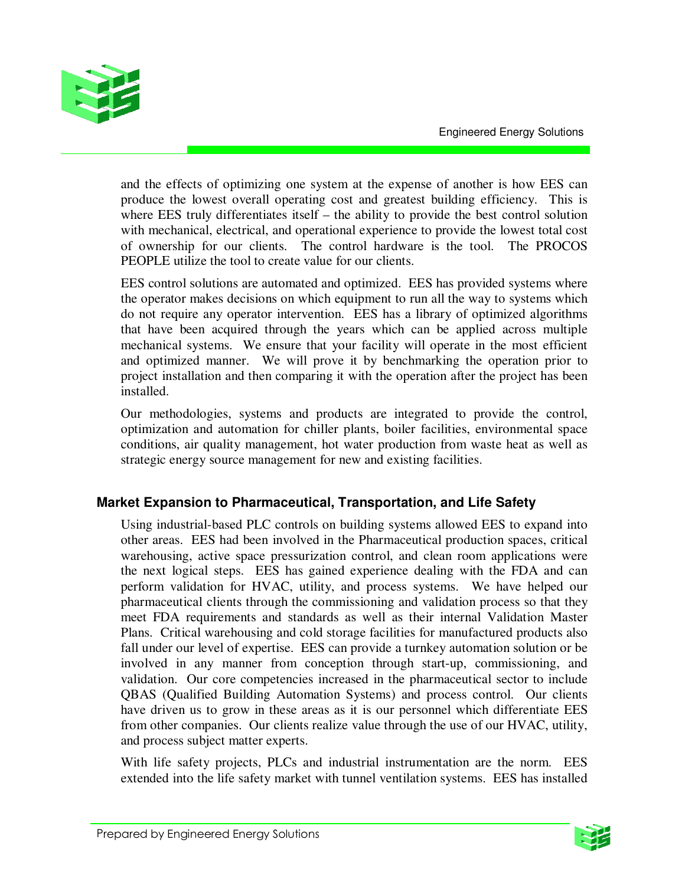and the effects of optimizing one system at the expense of another is how EES can produce the lowest overall operating cost and greatest building efficiency. This is where EES truly differentiates itself – the ability to provide the best control solution with mechanical, electrical, and operational experience to provide the lowest total cost of ownership for our clients. The control hardware is the tool. The PROCOS PEOPLE utilize the tool to create value for our clients.

EES control solutions are automated and optimized. EES has provided systems where the operator makes decisions on which equipment to run all the way to systems which do not require any operator intervention. EES has a library of optimized algorithms that have been acquired through the years which can be applied across multiple mechanical systems. We ensure that your facility will operate in the most efficient and optimized manner. We will prove it by benchmarking the operation prior to project installation and then comparing it with the operation after the project has been installed.

Our methodologies, systems and products are integrated to provide the control, optimization and automation for chiller plants, boiler facilities, environmental space conditions, air quality management, hot water production from waste heat as well as strategic energy source management for new and existing facilities.

## Market Expansion to Pharmaceutical, Transportation, and Life Safety

Using industrial-based PLC controls on building systems allowed EES to expand into other areas. EES had been involved in the Pharmaceutical production spaces, critical warehousing, active space pressurization control, and clean room applications were the next logical steps. EES has gained experience dealing with the FDA and can perform validation for HVAC, utility, and process systems. We have helped our pharmaceutical clients through the commissioning and validation process so that they meet FDA requirements and standards as well as their internal Validation Master Plans. Critical warehousing and cold storage facilities for manufactured products also fall under our level of expertise. EES can provide a turnkey automation solution or be involved in any manner from conception through start-up, commissioning, and validation. Our core competencies increased in the pharmaceutical sector to include QBAS (Qualified Building Automation Systems) and process control. Our clients have driven us to grow in these areas as it is our personnel which differentiate EES from other companies. Our clients realize value through the use of our HVAC, utility, and process subject matter experts.

With life safety projects, PLCs and industrial instrumentation are the norm. EES extended into the life safety market with tunnel ventilation systems. EES has installed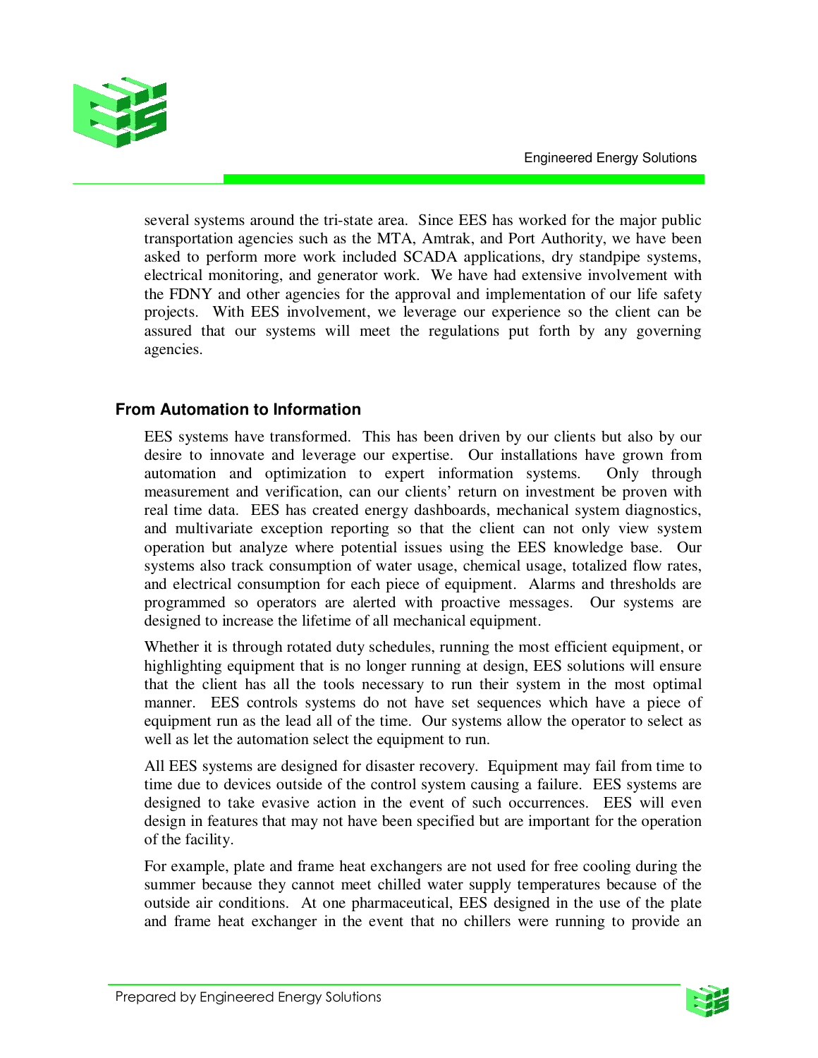several systems around the tri-state area. Since EES has worked for the major public transportation agencies such as the MTA, Amtrak, and Port Authority, we have been asked to perform more work included SCADA applications, dry standpipe systems, electrical monitoring, and generator work. We have had extensive involvement with the FDNY and other agencies for the approval and implementation of our life safety projects. With EES involvement, we leverage our experience so the client can be assured that our systems will meet the regulations put forth by any governing agencies.

## From Automation to Information

EES systems have transformed. This has been driven by our clients but also by our desire to innovate and leverage our expertise. Our installations have grown from automation and optimization to expert information systems. Only through measurement and verification, can our clients' return on investment be proven with real time data. EES has created energy dashboards, mechanical system diagnostics, and multivariate exception reporting so that the client can not only view system operation but analyze where potential issues using the EES knowledge base. Our systems also track consumption of water usage, chemical usage, totalized flow rates, and electrical consumption for each piece of equipment. Alarms and thresholds are programmed so operators are alerted with proactive messages. Our systems are designed to increase the lifetime of all mechanical equipment.

Whether it is through rotated duty schedules, running the most efficient equipment, or highlighting equipment that is no longer running at design, EES solutions will ensure that the client has all the tools necessary to run their system in the most optimal manner. EES controls systems do not have set sequences which have a piece of equipment run as the lead all of the time. Our systems allow the operator to select as well as let the automation select the equipment to run.

All EES systems are designed for disaster recovery. Equipment may fail from time to time due to devices outside of the control system causing a failure. EES systems are designed to take evasive action in the event of such occurrences. EES will even design in features that may not have been specified but are important for the operation of the facility.

For example, plate and frame heat exchangers are not used for free cooling during the summer because they cannot meet chilled water supply temperatures because of the outside air conditions. At one pharmaceutical, EES designed in the use of the plate and frame heat exchanger in the event that no chillers were running to provide an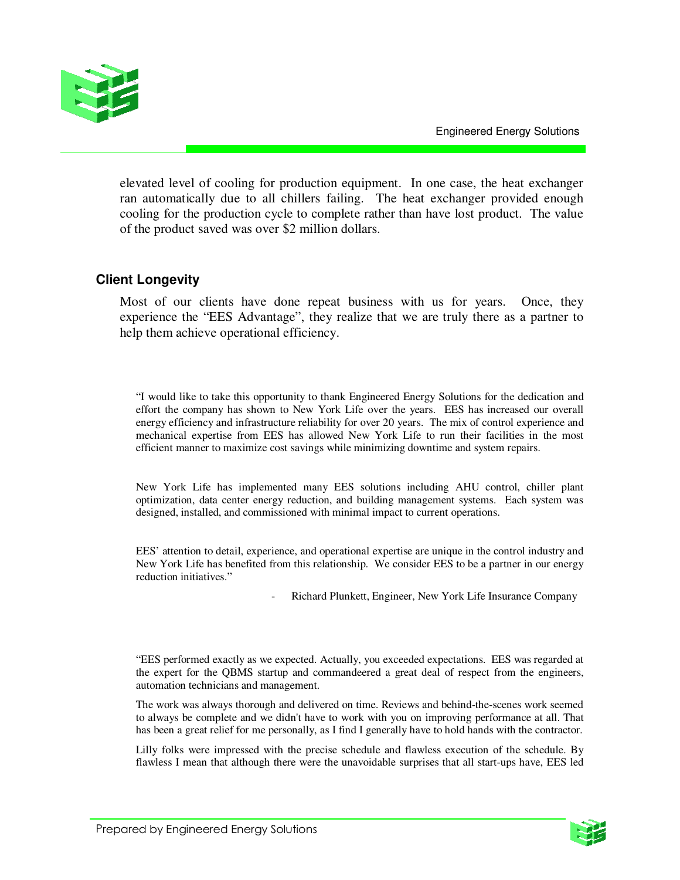elevated level of cooling for production equipment. In one case, the heat exchanger ran automatically due to all chillers failing. The heat exchanger provided enough cooling for the production cycle to complete rather than have lost product. The value of the product saved was over $2 million dollars.

## Client Longevity

Most of our clients have done repeat business with us for years. Once, they experience the "EES Advantage", they realize that we are truly there as a partner to help them achieve operational efficiency.

> "I would like to take this opportunity to thank Engineered Energy Solutions for the dedication and effort the company has shown to New York Life over the years. EES has increased our overall energy efficiency and infrastructure reliability for over 20 years. The mix of control experience and mechanical expertise from EES has allowed New York Life to run their facilities in the most efficient manner to maximize cost savings while minimizing downtime and system repairs.
>
> New York Life has implemented many EES solutions including AHU control, chiller plant optimization, data center energy reduction, and building management systems. Each system was designed, installed, and commissioned with minimal impact to current operations.
>
> EES' attention to detail, experience, and operational expertise are unique in the control industry and New York Life has benefited from this relationship. We consider EES to be a partner in our energy reduction initiatives."
>
> - Richard Plunkett, Engineer, New York Life Insurance Company

> "EES performed exactly as we expected. Actually, you exceeded expectations. EES was regarded at the expert for the QBMS startup and commandeered a great deal of respect from the engineers, automation technicians and management.
>
> The work was always thorough and delivered on time. Reviews and behind-the-scenes work seemed to always be complete and we didn't have to work with you on improving performance at all. That has been a great relief for me personally, as I find I generally have to hold hands with the contractor.
>
> Lilly folks were impressed with the precise schedule and flawless execution of the schedule. By flawless I mean that although there were the unavoidable surprises that all start-ups have, EES led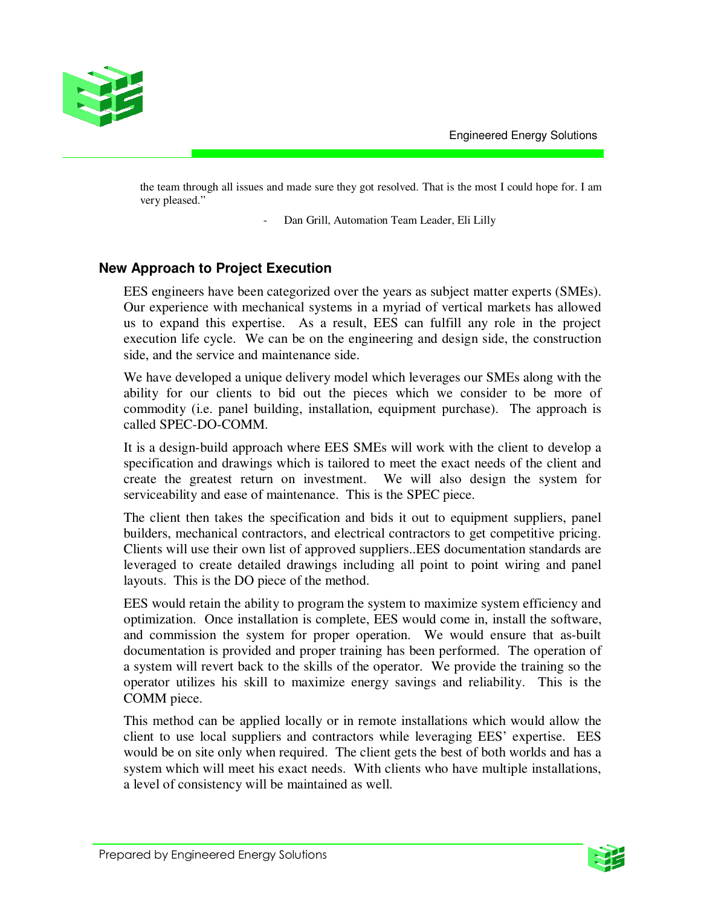the team through all issues and made sure they got resolved. That is the most I could hope for. I am very pleased."

- Dan Grill, Automation Team Leader, Eli Lilly

## New Approach to Project Execution

EES engineers have been categorized over the years as subject matter experts (SMEs). Our experience with mechanical systems in a myriad of vertical markets has allowed us to expand this expertise. As a result, EES can fulfill any role in the project execution life cycle. We can be on the engineering and design side, the construction side, and the service and maintenance side.

We have developed a unique delivery model which leverages our SMEs along with the ability for our clients to bid out the pieces which we consider to be more of commodity (i.e. panel building, installation, equipment purchase). The approach is called SPEC-DO-COMM.

It is a design-build approach where EES SMEs will work with the client to develop a specification and drawings which is tailored to meet the exact needs of the client and create the greatest return on investment. We will also design the system for serviceability and ease of maintenance. This is the SPEC piece.

The client then takes the specification and bids it out to equipment suppliers, panel builders, mechanical contractors, and electrical contractors to get competitive pricing. Clients will use their own list of approved suppliers..EES documentation standards are leveraged to create detailed drawings including all point to point wiring and panel layouts. This is the DO piece of the method.

EES would retain the ability to program the system to maximize system efficiency and optimization. Once installation is complete, EES would come in, install the software, and commission the system for proper operation. We would ensure that as-built documentation is provided and proper training has been performed. The operation of a system will revert back to the skills of the operator. We provide the training so the operator utilizes his skill to maximize energy savings and reliability. This is the COMM piece.

This method can be applied locally or in remote installations which would allow the client to use local suppliers and contractors while leveraging EES' expertise. EES would be on site only when required. The client gets the best of both worlds and has a system which will meet his exact needs. With clients who have multiple installations, a level of consistency will be maintained as well.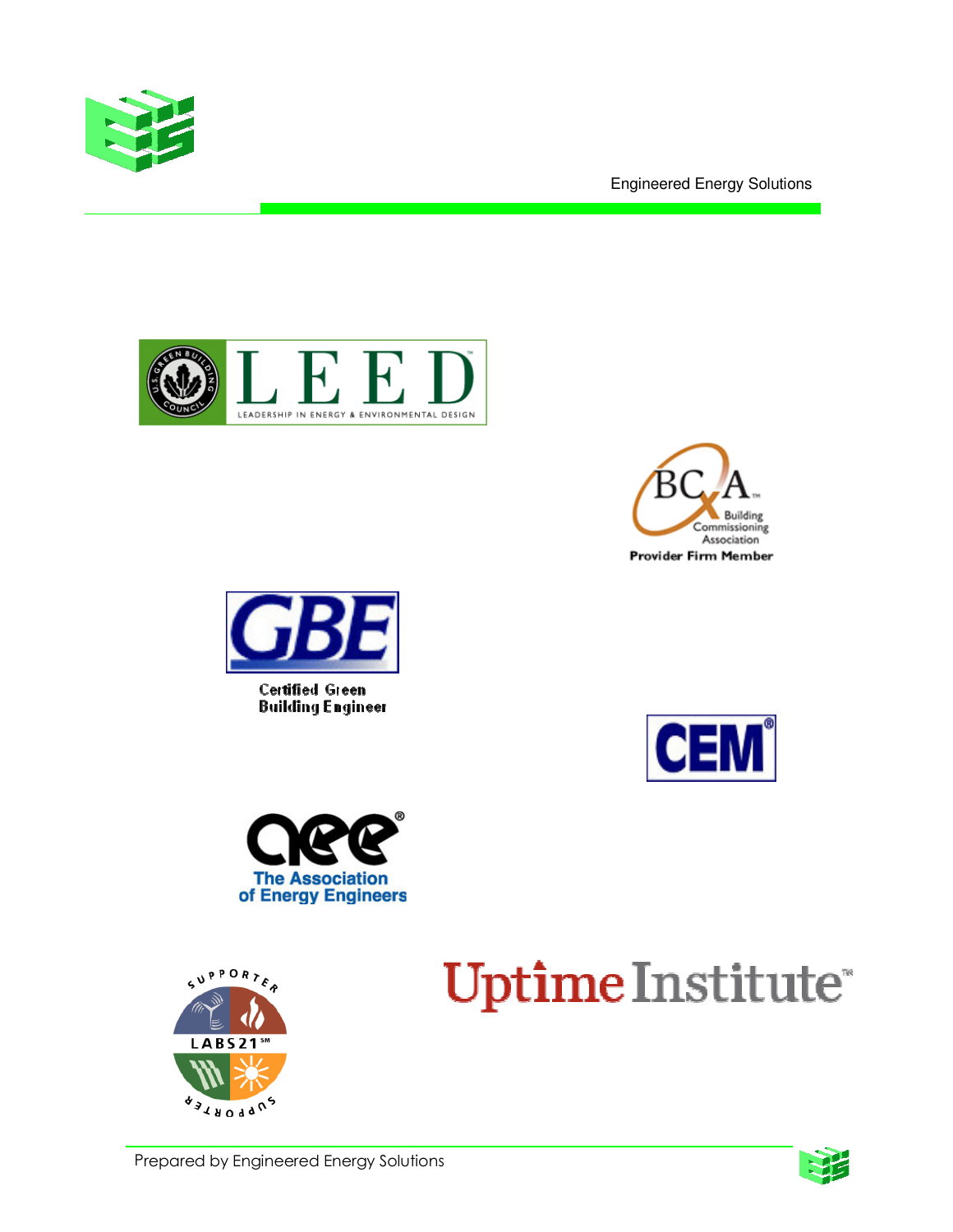LEED

LEADERSHIP IN ENERGY & ENVIRONMENTAL DESIGN

BCxA

Building Commissioning Association

Provider Firm Member

GBE

Certified Green Building Engineer

CEM

aee

The Association of Energy Engineers

SUPPORTER LABS21 SUPPORTER

Uptime Institute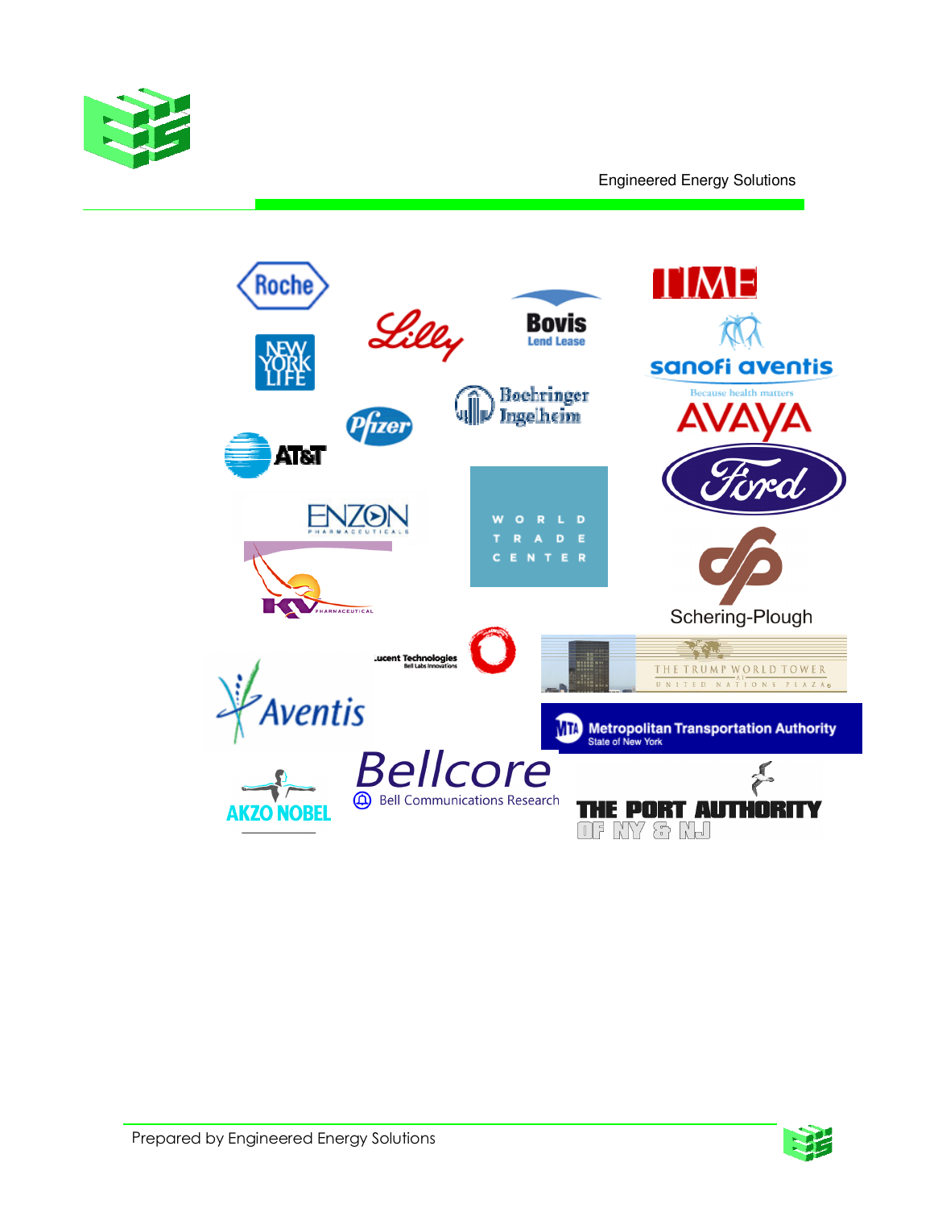Roche

Lilly

Bovis
Lend Lease

TIME

sanofi aventis
Because health matters

NEW YORK LIFE

Pfizer

Boehringer Ingelheim

AVAYA

AT&T

Ford

ENZON
PHARMACEUTICALS

WORLD TRADE CENTER

KV PHARMACEUTICAL

Schering-Plough

Lucent Technologies
Bell Labs Innovations

THE TRUMP WORLD TOWER AT UNITED NATIONS PLAZA

Aventis

Metropolitan Transportation Authority
State of New York

AKZO NOBEL

Bellcore
Bell Communications Research

THE PORT AUTHORITY OF NY & NJ